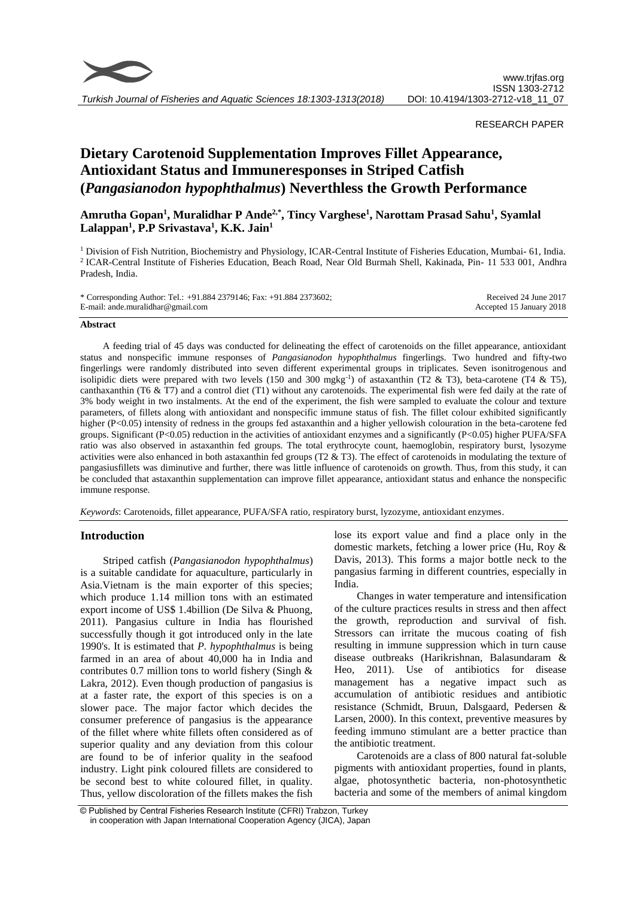RESEARCH PAPER

# Dietary Carotenoid Supplementation Improves Fillet Appearance, Antioxidant Status and Immuneresponses in Striped Catfish (*Pangasianodon hypophthalmus*) Neverthless the Growth Performance

**Amrutha Gopan[1], Muralidhar P Ande[2,*], Tincy Varghese[1], Narottam Prasad Sahu[1], Syamlal Lalappan[1], P.P Srivastava[1], K.K. Jain[1]**

[1] Division of Fish Nutrition, Biochemistry and Physiology, ICAR-Central Institute of Fisheries Education, Mumbai- 61, India.
[2] ICAR-Central Institute of Fisheries Education, Beach Road, Near Old Burmah Shell, Kakinada, Pin- 11 533 001, Andhra Pradesh, India.

\* Corresponding Author: Tel.: +91.884 2379146; Fax: +91.884 2373602;
E-mail: ande.muralidhar@gmail.com

Received 24 June 2017
Accepted 15 January 2018

### Abstract

A feeding trial of 45 days was conducted for delineating the effect of carotenoids on the fillet appearance, antioxidant status and nonspecific immune responses of *Pangasianodon hypophthalmus* fingerlings. Two hundred and fifty-two fingerlings were randomly distributed into seven different experimental groups in triplicates. Seven isonitrogenous and isolipidic diets were prepared with two levels (150 and 300 mgkg$^{-1}$) of astaxanthin (T2 & T3), beta-carotene (T4 & T5), canthaxanthin (T6 & T7) and a control diet (T1) without any carotenoids. The experimental fish were fed daily at the rate of 3% body weight in two instalments. At the end of the experiment, the fish were sampled to evaluate the colour and texture parameters, of fillets along with antioxidant and nonspecific immune status of fish. The fillet colour exhibited significantly higher ($P<0.05$) intensity of redness in the groups fed astaxanthin and a higher yellowish colouration in the beta-carotene fed groups. Significant ($P<0.05$) reduction in the activities of antioxidant enzymes and a significantly ($P<0.05$) higher PUFA/SFA ratio was also observed in astaxanthin fed groups. The total erythrocyte count, haemoglobin, respiratory burst, lysozyme activities were also enhanced in both astaxanthin fed groups (T2 & T3). The effect of carotenoids in modulating the texture of pangasiusfillets was diminutive and further, there was little influence of carotenoids on growth. Thus, from this study, it can be concluded that astaxanthin supplementation can improve fillet appearance, antioxidant status and enhance the nonspecific immune response.

*Keywords*: Carotenoids, fillet appearance, PUFA/SFA ratio, respiratory burst, lyzozyme, antioxidant enzymes.

## Introduction

Striped catfish (*Pangasianodon hypophthalmus*) is a suitable candidate for aquaculture, particularly in Asia.Vietnam is the main exporter of this species; which produce 1.14 million tons with an estimated export income of US$ 1.4billion (De Silva & Phuong, 2011). Pangasius culture in India has flourished successfully though it got introduced only in the late 1990's. It is estimated that *P. hypophthalmus* is being farmed in an area of about 40,000 ha in India and contributes 0.7 million tons to world fishery (Singh & Lakra, 2012). Even though production of pangasius is at a faster rate, the export of this species is on a slower pace. The major factor which decides the consumer preference of pangasius is the appearance of the fillet where white fillets often considered as of superior quality and any deviation from this colour are found to be of inferior quality in the seafood industry. Light pink coloured fillets are considered to be second best to white coloured fillet, in quality. Thus, yellow discoloration of the fillets makes the fish lose its export value and find a place only in the domestic markets, fetching a lower price (Hu, Roy & Davis, 2013). This forms a major bottle neck to the pangasius farming in different countries, especially in India.

Changes in water temperature and intensification of the culture practices results in stress and then affect the growth, reproduction and survival of fish. Stressors can irritate the mucous coating of fish resulting in immune suppression which in turn cause disease outbreaks (Harikrishnan, Balasundaram & Heo, 2011). Use of antibiotics for disease management has a negative impact such as accumulation of antibiotic residues and antibiotic resistance (Schmidt, Bruun, Dalsgaard, Pedersen & Larsen, 2000). In this context, preventive measures by feeding immuno stimulant are a better practice than the antibiotic treatment.

Carotenoids are a class of 800 natural fat-soluble pigments with antioxidant properties, found in plants, algae, photosynthetic bacteria, non-photosynthetic bacteria and some of the members of animal kingdom

© Published by Central Fisheries Research Institute (CFRI) Trabzon, Turkey in cooperation with Japan International Cooperation Agency (JICA), Japan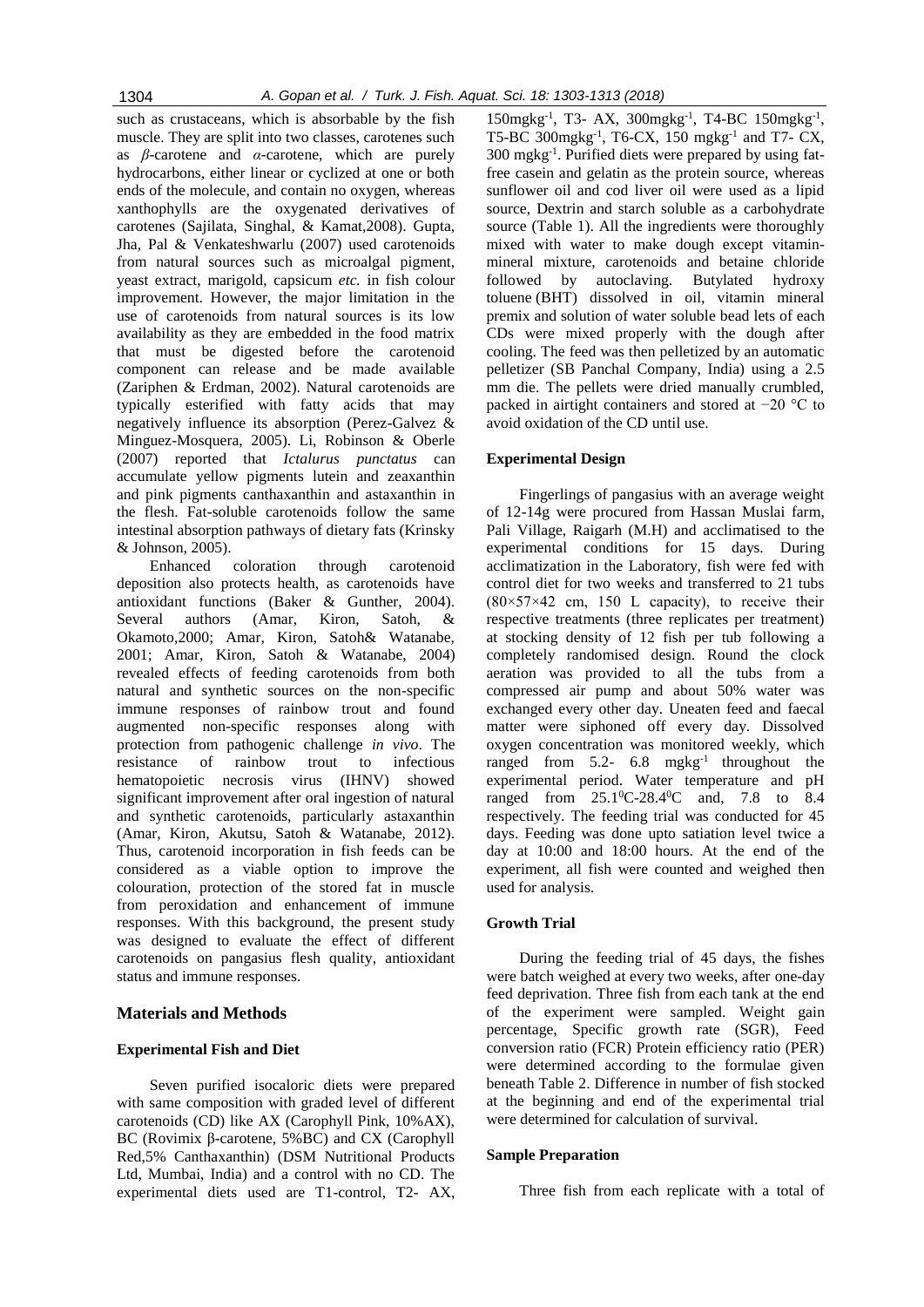such as crustaceans, which is absorbable by the fish muscle. They are split into two classes, carotenes such as *β*-carotene and *α*-carotene, which are purely hydrocarbons, either linear or cyclized at one or both ends of the molecule, and contain no oxygen, whereas xanthophylls are the oxygenated derivatives of carotenes (Sajilata, Singhal, & Kamat,2008). Gupta, Jha, Pal & Venkateshwarlu (2007) used carotenoids from natural sources such as microalgal pigment, yeast extract, marigold, capsicum *etc.* in fish colour improvement. However, the major limitation in the use of carotenoids from natural sources is its low availability as they are embedded in the food matrix that must be digested before the carotenoid component can release and be made available (Zariphen & Erdman, 2002). Natural carotenoids are typically esterified with fatty acids that may negatively influence its absorption (Perez-Galvez & Minguez-Mosquera, 2005). Li, Robinson & Oberle (2007) reported that *Ictalurus punctatus* can accumulate yellow pigments lutein and zeaxanthin and pink pigments canthaxanthin and astaxanthin in the flesh. Fat-soluble carotenoids follow the same intestinal absorption pathways of dietary fats (Krinsky & Johnson, 2005).

Enhanced coloration through carotenoid deposition also protects health, as carotenoids have antioxidant functions (Baker & Gunther, 2004). Several authors (Amar, Kiron, Satoh, & Okamoto,2000; Amar, Kiron, Satoh& Watanabe, 2001; Amar, Kiron, Satoh & Watanabe, 2004) revealed effects of feeding carotenoids from both natural and synthetic sources on the non-specific immune responses of rainbow trout and found augmented non-specific responses along with protection from pathogenic challenge *in vivo*. The resistance of rainbow trout to infectious hematopoietic necrosis virus (IHNV) showed significant improvement after oral ingestion of natural and synthetic carotenoids, particularly astaxanthin (Amar, Kiron, Akutsu, Satoh & Watanabe, 2012). Thus, carotenoid incorporation in fish feeds can be considered as a viable option to improve the colouration, protection of the stored fat in muscle from peroxidation and enhancement of immune responses. With this background, the present study was designed to evaluate the effect of different carotenoids on pangasius flesh quality, antioxidant status and immune responses.

## Materials and Methods

### Experimental Fish and Diet

Seven purified isocaloric diets were prepared with same composition with graded level of different carotenoids (CD) like AX (Carophyll Pink, 10%AX), BC (Rovimix β-carotene, 5%BC) and CX (Carophyll Red,5% Canthaxanthin) (DSM Nutritional Products Ltd, Mumbai, India) and a control with no CD. The experimental diets used are T1-control, T2- AX, 150mgkg$^{-1}$, T3- AX, 300mgkg$^{-1}$, T4-BC 150mgkg$^{-1}$, T5-BC 300mgkg$^{-1}$, T6-CX, 150 mgkg$^{-1}$ and T7- CX, 300 mgkg$^{-1}$. Purified diets were prepared by using fat-free casein and gelatin as the protein source, whereas sunflower oil and cod liver oil were used as a lipid source, Dextrin and starch soluble as a carbohydrate source (Table 1). All the ingredients were thoroughly mixed with water to make dough except vitamin-mineral mixture, carotenoids and betaine chloride followed by autoclaving. Butylated hydroxy toluene (BHT) dissolved in oil, vitamin mineral premix and solution of water soluble bead lets of each CDs were mixed properly with the dough after cooling. The feed was then pelletized by an automatic pelletizer (SB Panchal Company, India) using a 2.5 mm die. The pellets were dried manually crumbled, packed in airtight containers and stored at −20 °C to avoid oxidation of the CD until use.

### Experimental Design

Fingerlings of pangasius with an average weight of 12-14g were procured from Hassan Muslai farm, Pali Village, Raigarh (M.H) and acclimatised to the experimental conditions for 15 days. During acclimatization in the Laboratory, fish were fed with control diet for two weeks and transferred to 21 tubs (80×57×42 cm, 150 L capacity), to receive their respective treatments (three replicates per treatment) at stocking density of 12 fish per tub following a completely randomised design. Round the clock aeration was provided to all the tubs from a compressed air pump and about 50% water was exchanged every other day. Uneaten feed and faecal matter were siphoned off every day. Dissolved oxygen concentration was monitored weekly, which ranged from 5.2- 6.8 mgkg$^{-1}$ throughout the experimental period. Water temperature and pH ranged from 25.1$^{0}$C-28.4$^{0}$C and, 7.8 to 8.4 respectively. The feeding trial was conducted for 45 days. Feeding was done upto satiation level twice a day at 10:00 and 18:00 hours. At the end of the experiment, all fish were counted and weighed then used for analysis.

### Growth Trial

During the feeding trial of 45 days, the fishes were batch weighed at every two weeks, after one-day feed deprivation. Three fish from each tank at the end of the experiment were sampled. Weight gain percentage, Specific growth rate (SGR), Feed conversion ratio (FCR) Protein efficiency ratio (PER) were determined according to the formulae given beneath Table 2. Difference in number of fish stocked at the beginning and end of the experimental trial were determined for calculation of survival.

### Sample Preparation

Three fish from each replicate with a total of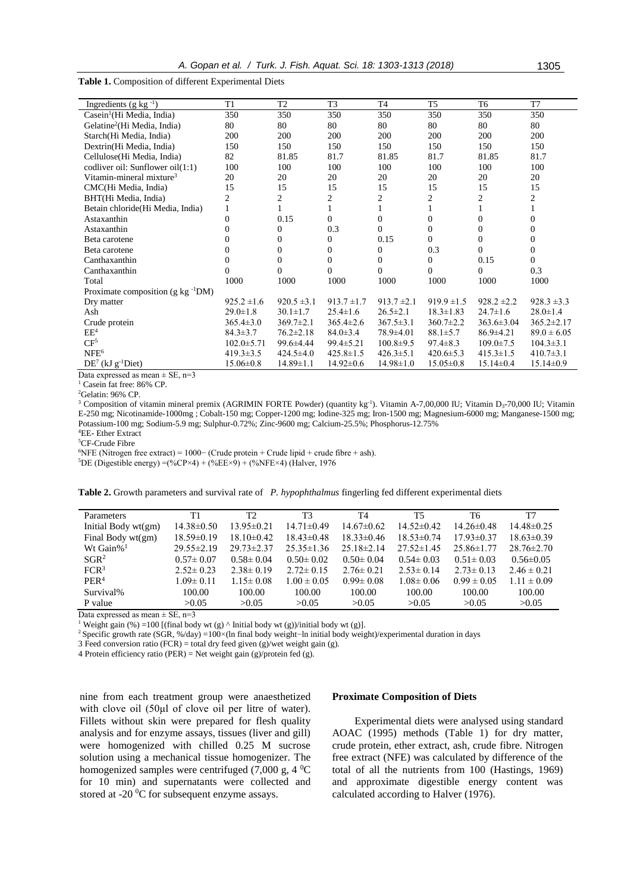**Table 1.** Composition of different Experimental Diets

| Ingredients (g kg $^{-1}$) | T1 | T2 | T3 | T4 | T5 | T6 | T7 |
|---|---|---|---|---|---|---|---|
| Casein[1](Hi Media, India) | 350 | 350 | 350 | 350 | 350 | 350 | 350 |
| Gelatine[2](Hi Media, India) | 80 | 80 | 80 | 80 | 80 | 80 | 80 |
| Starch(Hi Media, India) | 200 | 200 | 200 | 200 | 200 | 200 | 200 |
| Dextrin(Hi Media, India) | 150 | 150 | 150 | 150 | 150 | 150 | 150 |
| Cellulose(Hi Media, India) | 82 | 81.85 | 81.7 | 81.85 | 81.7 | 81.85 | 81.7 |
| codliver oil: Sunflower oil(1:1) | 100 | 100 | 100 | 100 | 100 | 100 | 100 |
| Vitamin-mineral mixture[3] | 20 | 20 | 20 | 20 | 20 | 20 | 20 |
| CMC(Hi Media, India) | 15 | 15 | 15 | 15 | 15 | 15 | 15 |
| BHT(Hi Media, India) | 2 | 2 | 2 | 2 | 2 | 2 | 2 |
| Betain chloride(Hi Media, India) | 1 | 1 | 1 | 1 | 1 | 1 | 1 |
| Astaxanthin | 0 | 0.15 | 0 | 0 | 0 | 0 | 0 |
| Astaxanthin | 0 | 0 | 0.3 | 0 | 0 | 0 | 0 |
| Beta carotene | 0 | 0 | 0 | 0.15 | 0 | 0 | 0 |
| Beta carotene | 0 | 0 | 0 | 0 | 0.3 | 0 | 0 |
| Canthaxanthin | 0 | 0 | 0 | 0 | 0 | 0.15 | 0 |
| Canthaxanthin | 0 | 0 | 0 | 0 | 0 | 0 | 0.3 |
| Total | 1000 | 1000 | 1000 | 1000 | 1000 | 1000 | 1000 |
| Proximate composition (g kg $^{-1}$DM) | | | | | | | |
| Dry matter | 925.2 ±1.6 | 920.5 ±3.1 | 913.7 ±1.7 | 913.7 ±2.1 | 919.9 ±1.5 | 928.2 ±2.2 | 928.3 ±3.3 |
| Ash | 29.0±1.8 | 30.1±1.7 | 25.4±1.6 | 26.5±2.1 | 18.3±1.83 | 24.7±1.6 | 28.0±1.4 |
| Crude protein | 365.4±3.0 | 369.7±2.1 | 365.4±2.6 | 367.5±3.1 | 360.7±2.2 | 363.6±3.04 | 365.2±2.17 |
| EE[4] | 84.3±3.7 | 76.2±2.18 | 84.0±3.4 | 78.9±4.01 | 88.1±5.7 | 86.9±4.21 | 89.0 ± 6.05 |
| CF[5] | 102.0±5.71 | 99.6±4.44 | 99.4±5.21 | 100.8±9.5 | 97.4±8.3 | 109.0±7.5 | 104.3±3.1 |
| NFE[6] | 419.3±3.5 | 424.5±4.0 | 425.8±1.5 | 426.3±5.1 | 420.6±5.3 | 415.3±1.5 | 410.7±3.1 |
| DE[7] (kJ g$^{-1}$Diet) | 15.06±0.8 | 14.89±1.1 | 14.92±0.6 | 14.98±1.0 | 15.05±0.8 | 15.14±0.4 | 15.14±0.9 |

Data expressed as mean ± SE, n=3

[1] Casein fat free: 86% CP.

[2]Gelatin: 96% CP.

[3] Composition of vitamin mineral premix (AGRIMIN FORTE Powder) (quantity kg$^{-1}$). Vitamin A-7,00,000 IU; Vitamin $D_3$-70,000 IU; Vitamin E-250 mg; Nicotinamide-1000mg ; Cobalt-150 mg; Copper-1200 mg; Iodine-325 mg; Iron-1500 mg; Magnesium-6000 mg; Manganese-1500 mg; Potassium-100 mg; Sodium-5.9 mg; Sulphur-0.72%; Zinc-9600 mg; Calcium-25.5%; Phosphorus-12.75%

[4]EE- Ether Extract

[5]CF-Crude Fibre

[6]NFE (Nitrogen free extract) = 1000− (Crude protein + Crude lipid + crude fibre + ash).

[5]DE (Digestible energy) =(%CP×4) + (%EE×9) + (%NFE×4) (Halver, 1976

**Table 2.** Growth parameters and survival rate of *P. hypophthalmus* fingerling fed different experimental diets

| Parameters | T1 | T2 | T3 | T4 | T5 | T6 | T7 |
|---|---|---|---|---|---|---|---|
| Initial Body wt(gm) | 14.38±0.50 | 13.95±0.21 | 14.71±0.49 | 14.67±0.62 | 14.52±0.42 | 14.26±0.48 | 14.48±0.25 |
| Final Body wt(gm) | 18.59±0.19 | 18.10±0.42 | 18.43±0.48 | 18.33±0.46 | 18.53±0.74 | 17.93±0.37 | 18.63±0.39 |
| Wt Gain%[1] | 29.55±2.19 | 29.73±2.37 | 25.35±1.36 | 25.18±2.14 | 27.52±1.45 | 25.86±1.77 | 28.76±2.70 |
| SGR[2] | 0.57± 0.07 | 0.58± 0.04 | 0.50± 0.02 | 0.50± 0.04 | 0.54± 0.03 | 0.51± 0.03 | 0.56±0.05 |
| FCR[3] | 2.52± 0.23 | 2.38± 0.19 | 2.72± 0.15 | 2.76± 0.21 | 2.53± 0.14 | 2.73± 0.13 | 2.46 ± 0.21 |
| PER[4] | 1.09± 0.11 | 1.15± 0.08 | 1.00 ± 0.05 | 0.99± 0.08 | 1.08± 0.06 | 0.99 ± 0.05 | 1.11 ± 0.09 |
| Survival% | 100.00 | 100.00 | 100.00 | 100.00 | 100.00 | 100.00 | 100.00 |
| P value | >0.05 | >0.05 | >0.05 | >0.05 | >0.05 | >0.05 | >0.05 |

Data expressed as mean ± SE, n=3

[1] Weight gain (%) =100 [(final body wt (g) ^ Initial body wt (g))/initial body wt (g)].

[2] Specific growth rate (SGR, %/day) =100×(ln final body weight−ln initial body weight)/experimental duration in days

3 Feed conversion ratio (FCR) = total dry feed given (g)/wet weight gain (g).

4 Protein efficiency ratio (PER) = Net weight gain (g)/protein fed (g).

nine from each treatment group were anaesthetized with clove oil (50μl of clove oil per litre of water). Fillets without skin were prepared for flesh quality analysis and for enzyme assays, tissues (liver and gill) were homogenized with chilled 0.25 M sucrose solution using a mechanical tissue homogenizer. The homogenized samples were centrifuged (7,000 g, 4 $^0$C for 10 min) and supernatants were collected and stored at -20 $^0$C for subsequent enzyme assays.

### Proximate Composition of Diets

Experimental diets were analysed using standard AOAC (1995) methods (Table 1) for dry matter, crude protein, ether extract, ash, crude fibre. Nitrogen free extract (NFE) was calculated by difference of the total of all the nutrients from 100 (Hastings, 1969) and approximate digestible energy content was calculated according to Halver (1976).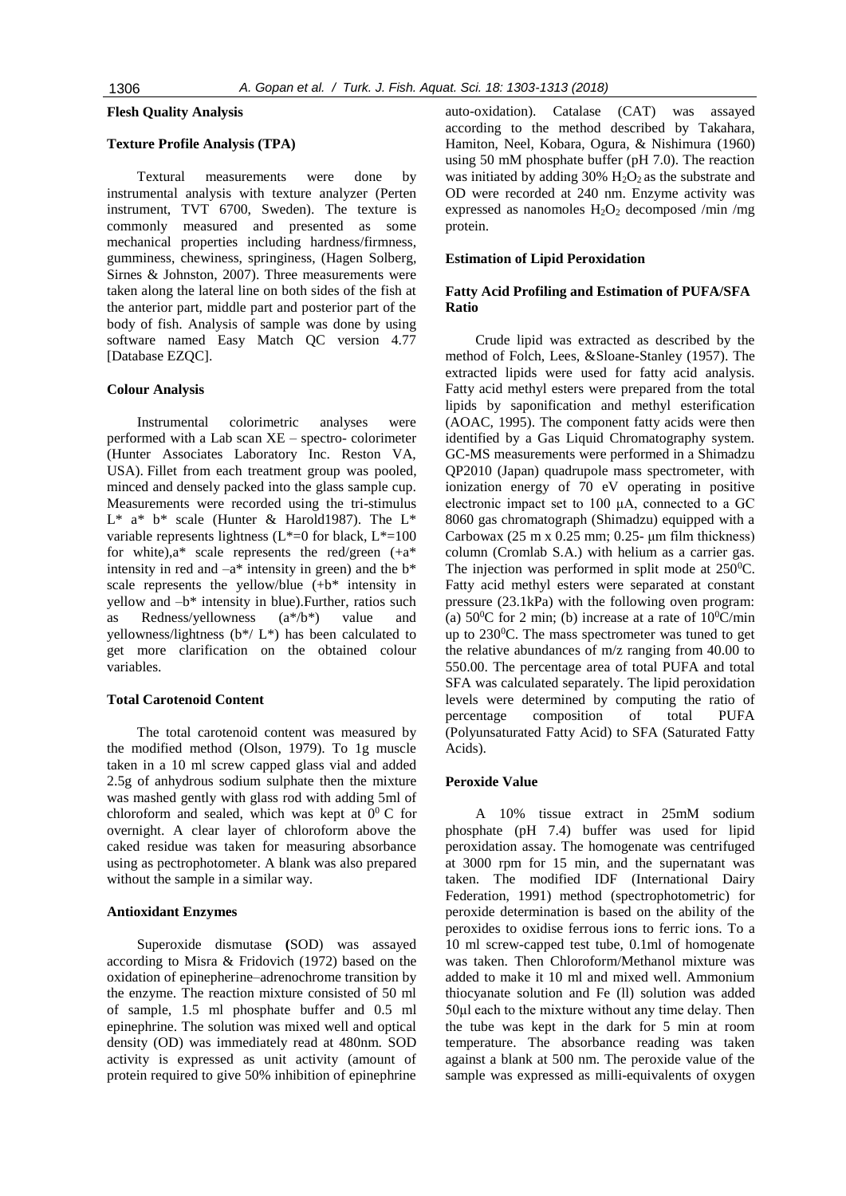## Flesh Quality Analysis

### Texture Profile Analysis (TPA)

Textural measurements were done by instrumental analysis with texture analyzer (Perten instrument, TVT 6700, Sweden). The texture is commonly measured and presented as some mechanical properties including hardness/firmness, gumminess, chewiness, springiness, (Hagen Solberg, Sirnes & Johnston, 2007). Three measurements were taken along the lateral line on both sides of the fish at the anterior part, middle part and posterior part of the body of fish. Analysis of sample was done by using software named Easy Match QC version 4.77 [Database EZQC].

### Colour Analysis

Instrumental colorimetric analyses were performed with a Lab scan XE – spectro- colorimeter (Hunter Associates Laboratory Inc. Reston VA, USA). Fillet from each treatment group was pooled, minced and densely packed into the glass sample cup. Measurements were recorded using the tri-stimulus L* a* b* scale (Hunter & Harold1987). The L* variable represents lightness (L*=0 for black, L*=100 for white),a* scale represents the red/green (+a* intensity in red and –a* intensity in green) and the b* scale represents the yellow/blue (+b* intensity in yellow and –b* intensity in blue).Further, ratios such as Redness/yellowness (a*/b*) value and yellowness/lightness (b*/ L*) has been calculated to get more clarification on the obtained colour variables.

### Total Carotenoid Content

The total carotenoid content was measured by the modified method (Olson, 1979). To 1g muscle taken in a 10 ml screw capped glass vial and added 2.5g of anhydrous sodium sulphate then the mixture was mashed gently with glass rod with adding 5ml of chloroform and sealed, which was kept at $0^0$ C for overnight. A clear layer of chloroform above the caked residue was taken for measuring absorbance using as pectrophotometer. A blank was also prepared without the sample in a similar way.

### Antioxidant Enzymes

Superoxide dismutase **(**SOD) was assayed according to Misra & Fridovich (1972) based on the oxidation of epinepherine–adrenochrome transition by the enzyme. The reaction mixture consisted of 50 ml of sample, 1.5 ml phosphate buffer and 0.5 ml epinephrine. The solution was mixed well and optical density (OD) was immediately read at 480nm. SOD activity is expressed as unit activity (amount of protein required to give 50% inhibition of epinephrine auto-oxidation). Catalase (CAT) was assayed according to the method described by Takahara, Hamiton, Neel, Kobara, Ogura, & Nishimura (1960) using 50 mM phosphate buffer (pH 7.0). The reaction was initiated by adding 30% $H_2O_2$ as the substrate and OD were recorded at 240 nm. Enzyme activity was expressed as nanomoles $H_2O_2$ decomposed /min /mg protein.

### Estimation of Lipid Peroxidation

### Fatty Acid Profiling and Estimation of PUFA/SFA Ratio

Crude lipid was extracted as described by the method of Folch, Lees, &Sloane-Stanley (1957). The extracted lipids were used for fatty acid analysis. Fatty acid methyl esters were prepared from the total lipids by saponification and methyl esterification (AOAC, 1995). The component fatty acids were then identified by a Gas Liquid Chromatography system. GC-MS measurements were performed in a Shimadzu QP2010 (Japan) quadrupole mass spectrometer, with ionization energy of 70 eV operating in positive electronic impact set to 100 μA, connected to a GC 8060 gas chromatograph (Shimadzu) equipped with a Carbowax (25 m x 0.25 mm; 0.25- μm film thickness) column (Cromlab S.A.) with helium as a carrier gas. The injection was performed in split mode at $250^0$C. Fatty acid methyl esters were separated at constant pressure (23.1kPa) with the following oven program: (a) $50^0$C for 2 min; (b) increase at a rate of $10^0$C/min up to $230^0$C. The mass spectrometer was tuned to get the relative abundances of m/z ranging from 40.00 to 550.00. The percentage area of total PUFA and total SFA was calculated separately. The lipid peroxidation levels were determined by computing the ratio of percentage composition of total PUFA (Polyunsaturated Fatty Acid) to SFA (Saturated Fatty Acids).

### Peroxide Value

A 10% tissue extract in 25mM sodium phosphate (pH 7.4) buffer was used for lipid peroxidation assay. The homogenate was centrifuged at 3000 rpm for 15 min, and the supernatant was taken. The modified IDF (International Dairy Federation, 1991) method (spectrophotometric) for peroxide determination is based on the ability of the peroxides to oxidise ferrous ions to ferric ions. To a 10 ml screw-capped test tube, 0.1ml of homogenate was taken. Then Chloroform/Methanol mixture was added to make it 10 ml and mixed well. Ammonium thiocyanate solution and Fe (ll) solution was added 50μl each to the mixture without any time delay. Then the tube was kept in the dark for 5 min at room temperature. The absorbance reading was taken against a blank at 500 nm. The peroxide value of the sample was expressed as milli-equivalents of oxygen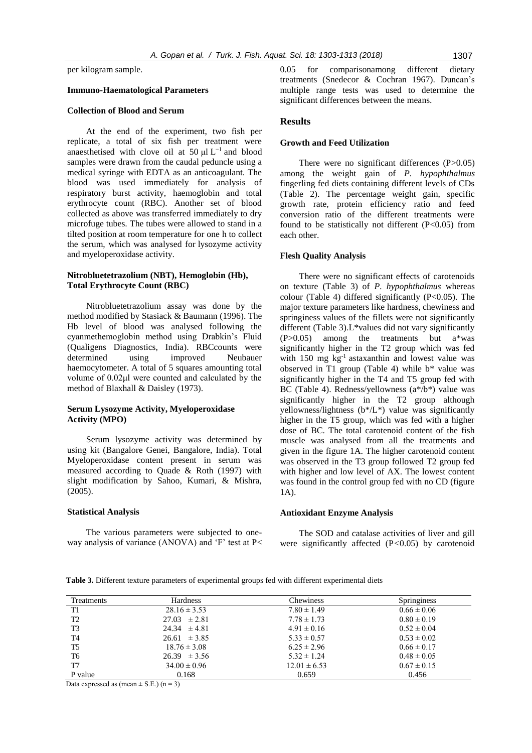per kilogram sample.

### Immuno-Haematological Parameters

#### Collection of Blood and Serum

At the end of the experiment, two fish per replicate, a total of six fish per treatment were anaesthetised with clove oil at 50 µl $L^{-1}$ and blood samples were drawn from the caudal peduncle using a medical syringe with EDTA as an anticoagulant. The blood was used immediately for analysis of respiratory burst activity, haemoglobin and total erythrocyte count (RBC). Another set of blood collected as above was transferred immediately to dry microfuge tubes. The tubes were allowed to stand in a tilted position at room temperature for one h to collect the serum, which was analysed for lysozyme activity and myeloperoxidase activity.

#### Nitrobluetetrazolium (NBT), Hemoglobin (Hb), Total Erythrocyte Count (RBC)

Nitrobluetetrazolium assay was done by the method modified by Stasiack & Baumann (1996). The Hb level of blood was analysed following the cyanmethemoglobin method using Drabkin's Fluid (Qualigens Diagnostics, India). RBCcounts were determined using improved Neubauer haemocytometer. A total of 5 squares amounting total volume of 0.02µl were counted and calculated by the method of Blaxhall & Daisley (1973).

#### Serum Lysozyme Activity, Myeloperoxidase Activity (MPO)

Serum lysozyme activity was determined by using kit (Bangalore Genei, Bangalore, India). Total Myeloperoxidase content present in serum was measured according to Quade & Roth (1997) with slight modification by Sahoo, Kumari, & Mishra, (2005).

#### Statistical Analysis

The various parameters were subjected to one-way analysis of variance (ANOVA) and 'F' test at $P< 0.05$ for comparisonamong different dietary treatments (Snedecor & Cochran 1967). Duncan's multiple range tests was used to determine the significant differences between the means.

## Results

### Growth and Feed Utilization

There were no significant differences ($P>0.05$) among the weight gain of *P. hypophthalmus* fingerling fed diets containing different levels of CDs (Table 2). The percentage weight gain, specific growth rate, protein efficiency ratio and feed conversion ratio of the different treatments were found to be statistically not different ($P<0.05$) from each other.

### Flesh Quality Analysis

There were no significant effects of carotenoids on texture (Table 3) of *P. hypophthalmus* whereas colour (Table 4) differed significantly ($P<0.05$). The major texture parameters like hardness, chewiness and springiness values of the fillets were not significantly different (Table 3).L*values did not vary significantly ($P>0.05$) among the treatments but a*was significantly higher in the T2 group which was fed with 150 mg $kg^{-1}$ astaxanthin and lowest value was observed in T1 group (Table 4) while b* value was significantly higher in the T4 and T5 group fed with BC (Table 4). Redness/yellowness (a*/b*) value was significantly higher in the T2 group although yellowness/lightness (b*/L*) value was significantly higher in the T5 group, which was fed with a higher dose of BC. The total carotenoid content of the fish muscle was analysed from all the treatments and given in the figure 1A. The higher carotenoid content was observed in the T3 group followed T2 group fed with higher and low level of AX. The lowest content was found in the control group fed with no CD (figure 1A).

### Antioxidant Enzyme Analysis

The SOD and catalase activities of liver and gill were significantly affected ($P<0.05$) by carotenoid

**Table 3.** Different texture parameters of experimental groups fed with different experimental diets

| Treatments | Hardness | Chewiness | Springiness |
|---|---|---|---|
| T1 | 28.16 ± 3.53 | 7.80 ± 1.49 | 0.66 ± 0.06 |
| T2 | 27.03 ± 2.81 | 7.78 ± 1.73 | 0.80 ± 0.19 |
| T3 | 24.34 ± 4.81 | 4.91 ± 0.16 | 0.52 ± 0.04 |
| T4 | 26.61 ± 3.85 | 5.33 ± 0.57 | 0.53 ± 0.02 |
| T5 | 18.76 ± 3.08 | 6.25 ± 2.96 | 0.66 ± 0.17 |
| T6 | 26.39 ± 3.56 | 5.32 ± 1.24 | 0.48 ± 0.05 |
| T7 | 34.00 ± 0.96 | 12.01 ± 6.53 | 0.67 ± 0.15 |
| P value | 0.168 | 0.659 | 0.456 |

Data expressed as (mean ± S.E.) (n = 3)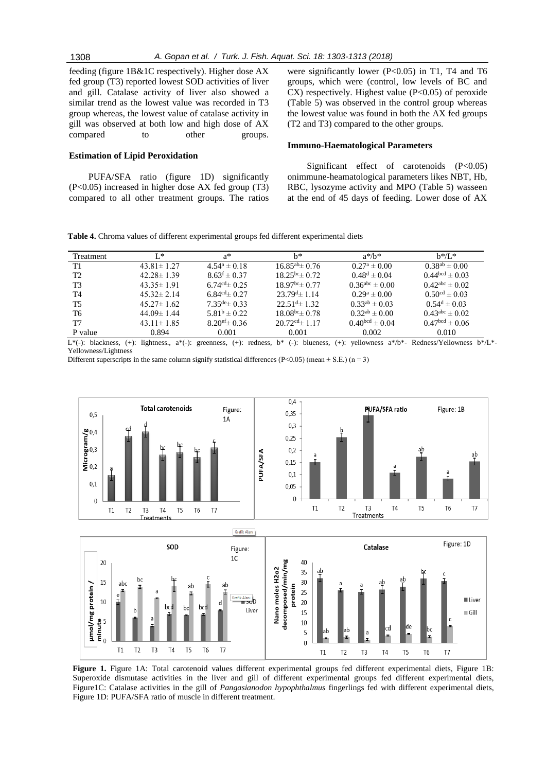feeding (figure 1B&1C respectively). Higher dose AX fed group (T3) reported lowest SOD activities of liver and gill. Catalase activity of liver also showed a similar trend as the lowest value was recorded in T3 group whereas, the lowest value of catalase activity in gill was observed at both low and high dose of AX compared to other groups.

### Estimation of Lipid Peroxidation

PUFA/SFA ratio (figure 1D) significantly ($P<0.05$) increased in higher dose AX fed group (T3) compared to all other treatment groups. The ratios were significantly lower ($P<0.05$) in T1, T4 and T6 groups, which were (control, low levels of BC and CX) respectively. Highest value ($P<0.05$) of peroxide (Table 5) was observed in the control group whereas the lowest value was found in both the AX fed groups (T2 and T3) compared to the other groups.

### Immuno-Haematological Parameters

Significant effect of carotenoids ($P<0.05$) onimmune-heamatological parameters likes NBT, Hb, RBC, lysozyme activity and MPO (Table 5) wasseen at the end of 45 days of feeding. Lower dose of AX

**Table 4.** Chroma values of different experimental groups fed different experimental diets

| Treatment | L* | a* | b* | a*/b* | b*/L* |
|---|---|---|---|---|---|
| T1 | 43.81± 1.27 | $4.54^{a} \pm 0.18$ | $16.85^{ab} \pm 0.76$ | $0.27^{a} \pm 0.00$ | $0.38^{ab} \pm 0.00$ |
| T2 | 42.28± 1.39 | $8.63^{f} \pm 0.37$ | $18.25^{bc} \pm 0.72$ | $0.48^{d} \pm 0.04$ | $0.44^{bcd} \pm 0.03$ |
| T3 | 43.35± 1.91 | $6.74^{cd} \pm 0.25$ | $18.97^{bc} \pm 0.77$ | $0.36^{abc} \pm 0.00$ | $0.42^{abc} \pm 0.02$ |
| T4 | 45.32± 2.14 | $6.84^{cd} \pm 0.27$ | $23.79^{d} \pm 1.14$ | $0.29^{a} \pm 0.00$ | $0.50^{cd} \pm 0.03$ |
| T5 | 45.27± 1.62 | $7.35^{de} \pm 0.33$ | $22.51^{d} \pm 1.32$ | $0.33^{ab} \pm 0.03$ | $0.54^{d} \pm 0.03$ |
| T6 | 44.09± 1.44 | $5.81^{b} \pm 0.22$ | $18.08^{bc} \pm 0.78$ | $0.32^{ab} \pm 0.00$ | $0.43^{abc} \pm 0.02$ |
| T7 | 43.11± 1.85 | $8.20^{ef} \pm 0.36$ | $20.72^{cd} \pm 1.17$ | $0.40^{bcd} \pm 0.04$ | $0.47^{bcd} \pm 0.06$ |
| P value | 0.894 | 0.001 | 0.001 | 0.002 | 0.010 |

L*(-): blackness, (+): lightness., a*(-): greenness, (+): redness, b* (-): blueness, (+): yellowness a*/b*- Redness/Yellowness b*/L*- Yellowness/Lightness

Different superscripts in the same column signify statistical differences ($P<0.05$) (mean ± S.E.) (n = 3)

**Figure 1.** Figure 1A: Total carotenoid values different experimental groups fed different experimental diets, Figure 1B: Superoxide dismutase activities in the liver and gill of different experimental groups fed different experimental diets, Figure1C: Catalase activities in the gill of *Pangasianodon hypophthalmus* fingerlings fed with different experimental diets, Figure 1D: PUFA/SFA ratio of muscle in different treatment.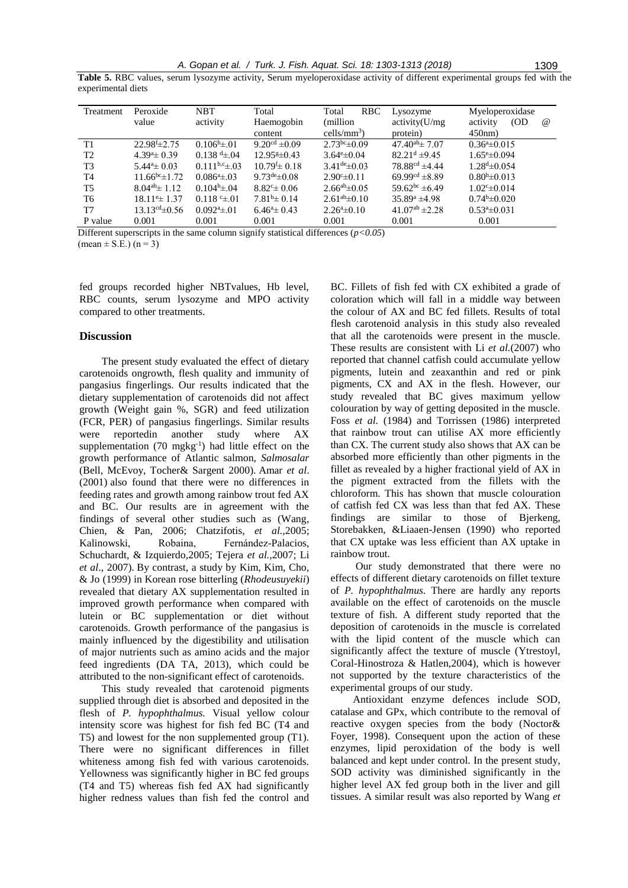**Table 5.** RBC values, serum lysozyme activity, Serum myeloperoxidase activity of different experimental groups fed with the experimental diets

| Treatment | Peroxide value | NBT activity | Total Haemogobin content | Total RBC (million cells/mm$^3$) | Lysozyme activity(U/mg protein) | Myeloperoxidase activity (OD @ 450nm) |
|---|---|---|---|---|---|---|
| T1 | 22.98$^f$±2.75 | 0.106$^b$±.01 | 9.20$^{cd}$ ±0.09 | 2.73$^{bc}$±0.09 | 47.40$^{ab}$± 7.07 | 0.36$^a$±0.015 |
| T2 | 4.39$^a$± 0.39 | 0.138 $^d$±.04 | 12.95$^g$±0.43 | 3.64$^e$±0.04 | 82.21$^d$ ±9.45 | 1.65$^e$±0.094 |
| T3 | 5.44$^a$± 0.03 | 0.111$^{b,c}$±.03 | 10.79$^f$± 0.18 | 3.41$^{de}$±0.03 | 78.88$^{cd}$ ±4.44 | 1.28$^d$±0.054 |
| T4 | 11.66$^{bc}$±1.72 | 0.086$^a$±.03 | 9.73$^{de}$±0.08 | 2.90$^c$±0.11 | 69.99$^{cd}$ ±8.89 | 0.80$^b$±0.013 |
| T5 | 8.04$^{ab}$± 1.12 | 0.104$^b$±.04 | 8.82$^c$± 0.06 | 2.66$^{ab}$±0.05 | 59.62$^{bc}$ ±6.49 | 1.02$^c$±0.014 |
| T6 | 18.11$^e$± 1.37 | 0.118 $^c$±.01 | 7.81$^b$± 0.14 | 2.61$^{ab}$±0.10 | 35.89$^a$ ±4.98 | 0.74$^b$±0.020 |
| T7 | 13.13$^{cd}$±0.56 | 0.092$^a$±.01 | 6.46$^a$± 0.43 | 2.26$^a$±0.10 | 41.07$^{ab}$ ±2.28 | 0.53$^a$±0.031 |
| P value | 0.001 | 0.001 | 0.001 | 0.001 | 0.001 | 0.001 |

Different superscripts in the same column signify statistical differences ($p<0.05$)
(mean ± S.E.) (n = 3)

fed groups recorded higher NBTvalues, Hb level, RBC counts, serum lysozyme and MPO activity compared to other treatments.

## Discussion

The present study evaluated the effect of dietary carotenoids ongrowth, flesh quality and immunity of pangasius fingerlings. Our results indicated that the dietary supplementation of carotenoids did not affect growth (Weight gain %, SGR) and feed utilization (FCR, PER) of pangasius fingerlings. Similar results were reportedin another study where AX supplementation (70 mgkg$^{-1}$) had little effect on the growth performance of Atlantic salmon, *Salmosalar* (Bell, McEvoy, Tocher& Sargent 2000). Amar *et al*. (2001) also found that there were no differences in feeding rates and growth among rainbow trout fed AX and BC. Our results are in agreement with the findings of several other studies such as (Wang, Chien, & Pan, 2006; Chatzifotis, *et al.,*2005; Kalinowski, Robaina, Fernández-Palacios, Schuchardt, & Izquierdo,2005; Tejera *et al.,*2007; Li *et al*., 2007). By contrast, a study by Kim, Kim, Cho, & Jo (1999) in Korean rose bitterling (*Rhodeusuyekii*) revealed that dietary AX supplementation resulted in improved growth performance when compared with lutein or BC supplementation or diet without carotenoids. Growth performance of the pangasius is mainly influenced by the digestibility and utilisation of major nutrients such as amino acids and the major feed ingredients (DA TA, 2013), which could be attributed to the non-significant effect of carotenoids.

This study revealed that carotenoid pigments supplied through diet is absorbed and deposited in the flesh of *P. hypophthalmus.* Visual yellow colour intensity score was highest for fish fed BC (T4 and T5) and lowest for the non supplemented group (T1). There were no significant differences in fillet whiteness among fish fed with various carotenoids. Yellowness was significantly higher in BC fed groups (T4 and T5) whereas fish fed AX had significantly higher redness values than fish fed the control and BC. Fillets of fish fed with CX exhibited a grade of coloration which will fall in a middle way between the colour of AX and BC fed fillets. Results of total flesh carotenoid analysis in this study also revealed that all the carotenoids were present in the muscle. These results are consistent with Li *et al.*(2007) who reported that channel catfish could accumulate yellow pigments, lutein and zeaxanthin and red or pink pigments, CX and AX in the flesh. However, our study revealed that BC gives maximum yellow colouration by way of getting deposited in the muscle. Foss *et al.* (1984) and Torrissen (1986) interpreted that rainbow trout can utilise AX more efficiently than CX. The current study also shows that AX can be absorbed more efficiently than other pigments in the fillet as revealed by a higher fractional yield of AX in the pigment extracted from the fillets with the chloroform. This has shown that muscle colouration of catfish fed CX was less than that fed AX. These findings are similar to those of Bjerkeng, Storebakken, &Liaaen-Jensen (1990) who reported that CX uptake was less efficient than AX uptake in rainbow trout.

Our study demonstrated that there were no effects of different dietary carotenoids on fillet texture of *P. hypophthalmus.* There are hardly any reports available on the effect of carotenoids on the muscle texture of fish. A different study reported that the deposition of carotenoids in the muscle is correlated with the lipid content of the muscle which can significantly affect the texture of muscle (Ytrestoyl, Coral-Hinostroza & Hatlen,2004), which is however not supported by the texture characteristics of the experimental groups of our study.

Antioxidant enzyme defences include SOD, catalase and GPx, which contribute to the removal of reactive oxygen species from the body (Noctor& Foyer, 1998). Consequent upon the action of these enzymes, lipid peroxidation of the body is well balanced and kept under control. In the present study, SOD activity was diminished significantly in the higher level AX fed group both in the liver and gill tissues. A similar result was also reported by Wang *et*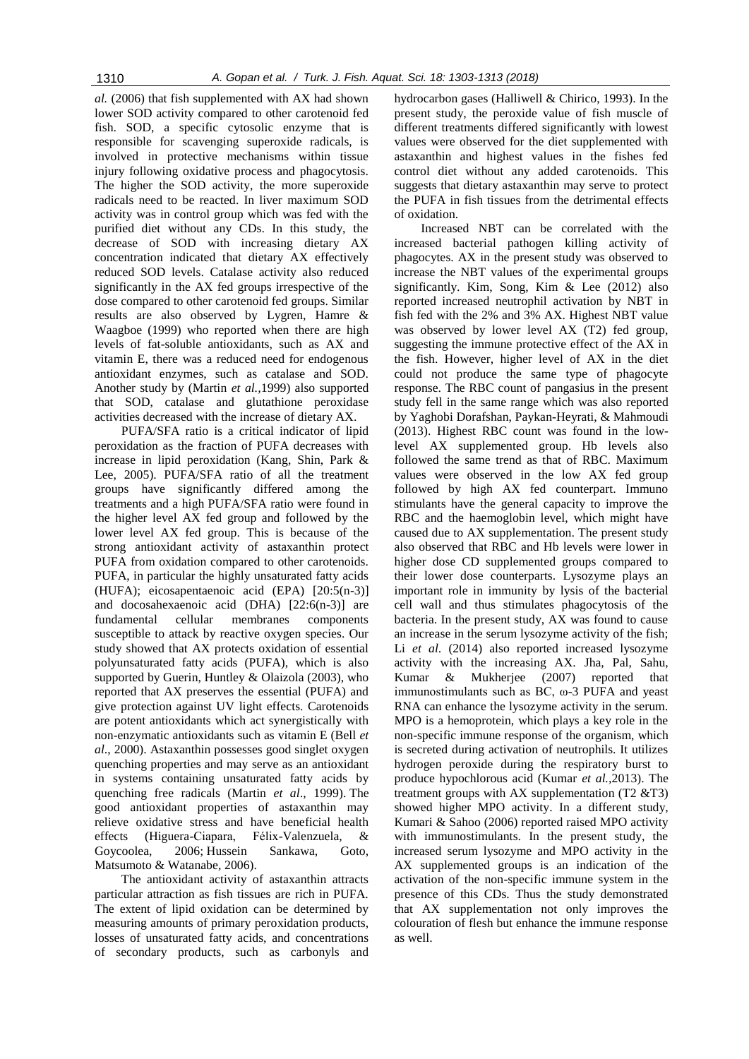*al.* (2006) that fish supplemented with AX had shown lower SOD activity compared to other carotenoid fed fish. SOD, a specific cytosolic enzyme that is responsible for scavenging superoxide radicals, is involved in protective mechanisms within tissue injury following oxidative process and phagocytosis. The higher the SOD activity, the more superoxide radicals need to be reacted. In liver maximum SOD activity was in control group which was fed with the purified diet without any CDs. In this study, the decrease of SOD with increasing dietary AX concentration indicated that dietary AX effectively reduced SOD levels. Catalase activity also reduced significantly in the AX fed groups irrespective of the dose compared to other carotenoid fed groups. Similar results are also observed by Lygren, Hamre & Waagboe (1999) who reported when there are high levels of fat-soluble antioxidants, such as AX and vitamin E, there was a reduced need for endogenous antioxidant enzymes, such as catalase and SOD. Another study by (Martin *et al.,*1999) also supported that SOD, catalase and glutathione peroxidase activities decreased with the increase of dietary AX.

PUFA/SFA ratio is a critical indicator of lipid peroxidation as the fraction of PUFA decreases with increase in lipid peroxidation (Kang, Shin, Park & Lee, 2005). PUFA/SFA ratio of all the treatment groups have significantly differed among the treatments and a high PUFA/SFA ratio were found in the higher level AX fed group and followed by the lower level AX fed group. This is because of the strong antioxidant activity of astaxanthin protect PUFA from oxidation compared to other carotenoids. PUFA, in particular the highly unsaturated fatty acids (HUFA); eicosapentaenoic acid (EPA) [20:5(n-3)] and docosahexaenoic acid (DHA) [22:6(n-3)] are fundamental cellular membranes components susceptible to attack by reactive oxygen species. Our study showed that AX protects oxidation of essential polyunsaturated fatty acids (PUFA), which is also supported by Guerin, Huntley & Olaizola (2003), who reported that AX preserves the essential (PUFA) and give protection against UV light effects. Carotenoids are potent antioxidants which act synergistically with non-enzymatic antioxidants such as vitamin E (Bell *et al*., 2000). Astaxanthin possesses good singlet oxygen quenching properties and may serve as an antioxidant in systems containing unsaturated fatty acids by quenching free radicals (Martin *et al*., 1999). The good antioxidant properties of astaxanthin may relieve oxidative stress and have beneficial health effects (Higuera-Ciapara, Félix-Valenzuela, & Goycoolea, 2006; Hussein Sankawa, Goto, Matsumoto & Watanabe, 2006).

The antioxidant activity of astaxanthin attracts particular attraction as fish tissues are rich in PUFA. The extent of lipid oxidation can be determined by measuring amounts of primary peroxidation products, losses of unsaturated fatty acids, and concentrations of secondary products, such as carbonyls and hydrocarbon gases (Halliwell & Chirico, 1993). In the present study, the peroxide value of fish muscle of different treatments differed significantly with lowest values were observed for the diet supplemented with astaxanthin and highest values in the fishes fed control diet without any added carotenoids. This suggests that dietary astaxanthin may serve to protect the PUFA in fish tissues from the detrimental effects of oxidation.

Increased NBT can be correlated with the increased bacterial pathogen killing activity of phagocytes. AX in the present study was observed to increase the NBT values of the experimental groups significantly. Kim, Song, Kim & Lee (2012) also reported increased neutrophil activation by NBT in fish fed with the 2% and 3% AX. Highest NBT value was observed by lower level AX (T2) fed group, suggesting the immune protective effect of the AX in the fish. However, higher level of AX in the diet could not produce the same type of phagocyte response. The RBC count of pangasius in the present study fell in the same range which was also reported by Yaghobi Dorafshan, Paykan-Heyrati, & Mahmoudi (2013). Highest RBC count was found in the low-level AX supplemented group. Hb levels also followed the same trend as that of RBC. Maximum values were observed in the low AX fed group followed by high AX fed counterpart. Immuno stimulants have the general capacity to improve the RBC and the haemoglobin level, which might have caused due to AX supplementation. The present study also observed that RBC and Hb levels were lower in higher dose CD supplemented groups compared to their lower dose counterparts. Lysozyme plays an important role in immunity by lysis of the bacterial cell wall and thus stimulates phagocytosis of the bacteria. In the present study, AX was found to cause an increase in the serum lysozyme activity of the fish; Li *et al*. (2014) also reported increased lysozyme activity with the increasing AX. Jha, Pal, Sahu, Kumar & Mukherjee (2007) reported that immunostimulants such as BC, ω-3 PUFA and yeast RNA can enhance the lysozyme activity in the serum. MPO is a hemoprotein, which plays a key role in the non-specific immune response of the organism, which is secreted during activation of neutrophils. It utilizes hydrogen peroxide during the respiratory burst to produce hypochlorous acid (Kumar *et al.,*2013). The treatment groups with AX supplementation (T2 &T3) showed higher MPO activity. In a different study, Kumari & Sahoo (2006) reported raised MPO activity with immunostimulants. In the present study, the increased serum lysozyme and MPO activity in the AX supplemented groups is an indication of the activation of the non-specific immune system in the presence of this CDs. Thus the study demonstrated that AX supplementation not only improves the colouration of flesh but enhance the immune response as well.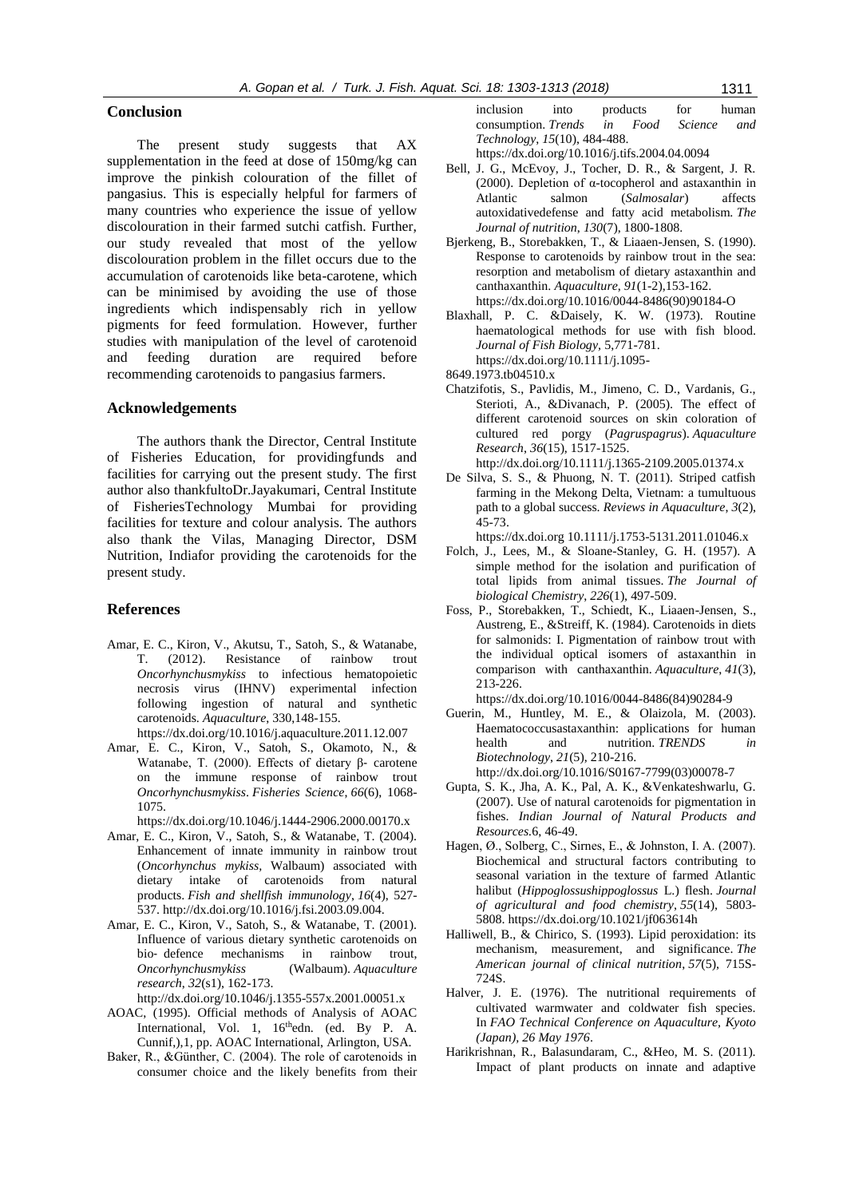## Conclusion

The present study suggests that AX supplementation in the feed at dose of 150mg/kg can improve the pinkish colouration of the fillet of pangasius. This is especially helpful for farmers of many countries who experience the issue of yellow discolouration in their farmed sutchi catfish. Further, our study revealed that most of the yellow discolouration problem in the fillet occurs due to the accumulation of carotenoids like beta-carotene, which can be minimised by avoiding the use of those ingredients which indispensably rich in yellow pigments for feed formulation. However, further studies with manipulation of the level of carotenoid and feeding duration are required before recommending carotenoids to pangasius farmers.

## Acknowledgements

The authors thank the Director, Central Institute of Fisheries Education, for providingfunds and facilities for carrying out the present study. The first author also thankfultoDr.Jayakumari, Central Institute of FisheriesTechnology Mumbai for providing facilities for texture and colour analysis. The authors also thank the Vilas, Managing Director, DSM Nutrition, Indiafor providing the carotenoids for the present study.

## References

Amar, E. C., Kiron, V., Akutsu, T., Satoh, S., & Watanabe, T. (2012). Resistance of rainbow trout *Oncorhynchusmykiss* to infectious hematopoietic necrosis virus (IHNV) experimental infection following ingestion of natural and synthetic carotenoids. *Aquaculture*, 330,148-155. https://dx.doi.org/10.1016/j.aquaculture.2011.12.007

Amar, E. C., Kiron, V., Satoh, S., Okamoto, N., & Watanabe, T. (2000). Effects of dietary β- carotene on the immune response of rainbow trout *Oncorhynchusmykiss*. *Fisheries Science*, *66*(6), 1068-1075. https://dx.doi.org/10.1046/j.1444-2906.2000.00170.x

Amar, E. C., Kiron, V., Satoh, S., & Watanabe, T. (2004). Enhancement of innate immunity in rainbow trout (*Oncorhynchus mykiss*, Walbaum) associated with dietary intake of carotenoids from natural products. *Fish and shellfish immunology*, *16*(4), 527-537. http://dx.doi.org/10.1016/j.fsi.2003.09.004.

Amar, E. C., Kiron, V., Satoh, S., & Watanabe, T. (2001). Influence of various dietary synthetic carotenoids on bio‐ defence mechanisms in rainbow trout, *Oncorhynchusmykiss* (Walbaum). *Aquaculture research*, *32*(s1), 162-173. http://dx.doi.org/10.1046/j.1355-557x.2001.00051.x

AOAC, (1995). Official methods of Analysis of AOAC International, Vol. 1, 16thedn. (ed. By P. A. Cunnif,),1, pp. AOAC International, Arlington, USA.

Baker, R., &Günther, C. (2004). The role of carotenoids in consumer choice and the likely benefits from their inclusion into products for human consumption. *Trends in Food Science and Technology*, *15*(10), 484-488. https://dx.doi.org/10.1016/j.tifs.2004.04.0094

Bell, J. G., McEvoy, J., Tocher, D. R., & Sargent, J. R. (2000). Depletion of α-tocopherol and astaxanthin in Atlantic salmon (*Salmosalar*) affects autoxidativedefense and fatty acid metabolism. *The Journal of nutrition*, *130*(7), 1800-1808.

Bjerkeng, B., Storebakken, T., & Liaaen-Jensen, S. (1990). Response to carotenoids by rainbow trout in the sea: resorption and metabolism of dietary astaxanthin and canthaxanthin. *Aquaculture*, *91*(1-2),153-162. https://dx.doi.org/10.1016/0044-8486(90)90184-O

Blaxhall, P. C. &Daisely, K. W. (1973). Routine haematological methods for use with fish blood. *Journal of Fish Biology*, 5,771-781. https://dx.doi.org/10.1111/j.1095-8649.1973.tb04510.x

Chatzifotis, S., Pavlidis, M., Jimeno, C. D., Vardanis, G., Sterioti, A., &Divanach, P. (2005). The effect of different carotenoid sources on skin coloration of cultured red porgy (*Pagruspagrus*). *Aquaculture Research*, *36*(15), 1517-1525. http://dx.doi.org/10.1111/j.1365-2109.2005.01374.x

De Silva, S. S., & Phuong, N. T. (2011). Striped catfish farming in the Mekong Delta, Vietnam: a tumultuous path to a global success. *Reviews in Aquaculture*, *3*(2), 45-73. https://dx.doi.org 10.1111/j.1753-5131.2011.01046.x

Folch, J., Lees, M., & Sloane-Stanley, G. H. (1957). A simple method for the isolation and purification of total lipids from animal tissues. *The Journal of biological Chemistry*, *226*(1), 497-509.

Foss, P., Storebakken, T., Schiedt, K., Liaaen-Jensen, S., Austreng, E., &Streiff, K. (1984). Carotenoids in diets for salmonids: I. Pigmentation of rainbow trout with the individual optical isomers of astaxanthin in comparison with canthaxanthin. *Aquaculture*, *41*(3), 213-226. https://dx.doi.org/10.1016/0044-8486(84)90284-9

Guerin, M., Huntley, M. E., & Olaizola, M. (2003). Haematococcusastaxanthin: applications for human health and nutrition. *TRENDS in Biotechnology*, *21*(5), 210-216. http://dx.doi.org/10.1016/S0167-7799(03)00078-7

Gupta, S. K., Jha, A. K., Pal, A. K., &Venkateshwarlu, G. (2007). Use of natural carotenoids for pigmentation in fishes. *Indian Journal of Natural Products and Resources*.6, 46-49.

Hagen, Ø., Solberg, C., Sirnes, E., & Johnston, I. A. (2007). Biochemical and structural factors contributing to seasonal variation in the texture of farmed Atlantic halibut (*Hippoglossushippoglossus* L.) flesh. *Journal of agricultural and food chemistry*, *55*(14), 5803-5808. https://dx.doi.org/10.1021/jf063614h

Halliwell, B., & Chirico, S. (1993). Lipid peroxidation: its mechanism, measurement, and significance. *The American journal of clinical nutrition*, *57*(5), 715S-724S.

Halver, J. E. (1976). The nutritional requirements of cultivated warmwater and coldwater fish species. In *FAO Technical Conference on Aquaculture, Kyoto (Japan), 26 May 1976*.

Harikrishnan, R., Balasundaram, C., &Heo, M. S. (2011). Impact of plant products on innate and adaptive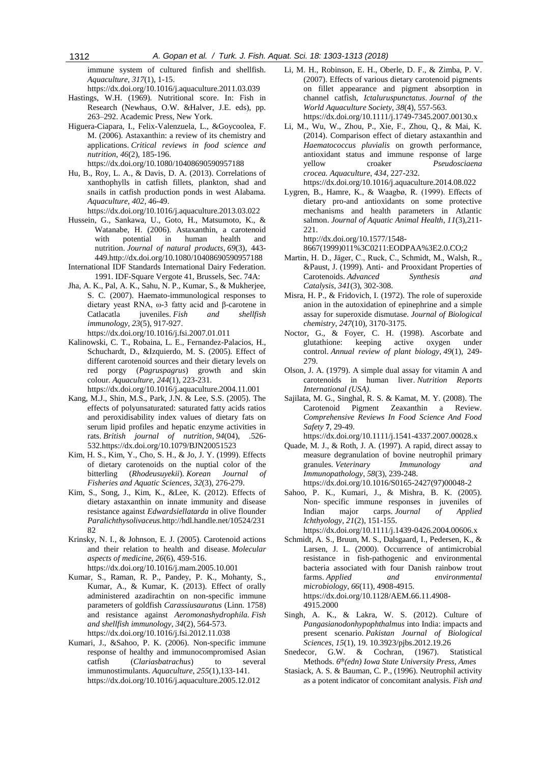immune system of cultured finfish and shellfish. *Aquaculture*, *317*(1), 1-15. https://dx.doi.org/10.1016/j.aquaculture.2011.03.039

Hastings, W.H. (1969). Nutritional score. In: Fish in Research (Newhaus, O.W. &Halver, J.E. eds), pp. 263–292. Academic Press, New York.

Higuera-Ciapara, I., Felix-Valenzuela, L., &Goycoolea, F. M. (2006). Astaxanthin: a review of its chemistry and applications. *Critical reviews in food science and nutrition*, *46*(2), 185-196. https://dx.doi.org/10.1080/10408690590957188

Hu, B., Roy, L. A., & Davis, D. A. (2013). Correlations of xanthophylls in catfish fillets, plankton, shad and snails in catfish production ponds in west Alabama. *Aquaculture*, *402*, 46-49. https://dx.doi.org/10.1016/j.aquaculture.2013.03.022

Hussein, G., Sankawa, U., Goto, H., Matsumoto, K., & Watanabe, H. (2006). Astaxanthin, a carotenoid with potential in human health and nutrition. *Journal of natural products*, *69*(3), 443-449.http://dx.doi.org/10.1080/10408690590957188

International IDF Standards International Dairy Federation. 1991. IDF-Square Vergote 41, Brussels, Sec. 74A:

Jha, A. K., Pal, A. K., Sahu, N. P., Kumar, S., & Mukherjee, S. C. (2007). Haemato-immunological responses to dietary yeast RNA, ω-3 fatty acid and β-carotene in Catlacatla juveniles. *Fish and shellfish immunology*, *23*(5), 917-927. https://dx.doi.org/10.1016/j.fsi.2007.01.011

Kalinowski, C. T., Robaina, L. E., Fernandez-Palacios, H., Schuchardt, D., &Izquierdo, M. S. (2005). Effect of different carotenoid sources and their dietary levels on red porgy (*Pagruspagrus*) growth and skin colour. *Aquaculture*, *244*(1), 223-231. https://dx.doi.org/10.1016/j.aquaculture.2004.11.001

Kang, M.J., Shin, M.S., Park, J.N. & Lee, S.S. (2005). The effects of polyunsaturated: saturated fatty acids ratios and peroxidisability index values of dietary fats on serum lipid profiles and hepatic enzyme activities in rats. *British journal of nutrition*, *94*(04), .526-532.https://dx.doi.org/10.1079/BJN20051523

Kim, H. S., Kim, Y., Cho, S. H., & Jo, J. Y. (1999). Effects of dietary carotenoids on the nuptial color of the bitterling (*Rhodeusuyekii*). *Korean Journal of Fisheries and Aquatic Sciences*, *32*(3), 276-279.

Kim, S., Song, J., Kim, K., &Lee, K. (2012). Effects of dietary astaxanthin on innate immunity and disease resistance against *Edwardsiellatarda* in olive flounder *Paralichthysolivaceus.*http://hdl.handle.net/10524/23182

Krinsky, N. I., & Johnson, E. J. (2005). Carotenoid actions and their relation to health and disease. *Molecular aspects of medicine*, *26*(6), 459-516. https://dx.doi.org/10.1016/j.mam.2005.10.001

Kumar, S., Raman, R. P., Pandey, P. K., Mohanty, S., Kumar, A., & Kumar, K. (2013). Effect of orally administered azadirachtin on non-specific immune parameters of goldfish *Carassiusauratus* (Linn. 1758) and resistance against *Aeromonashydrophila. Fish and shellfish immunology*, *34*(2), 564-573. https://dx.doi.org/10.1016/j.fsi.2012.11.038

Kumari, J., &Sahoo, P. K. (2006). Non-specific immune response of healthy and immunocompromised Asian catfish (*Clariasbatrachus*) to several immunostimulants. *Aquaculture*, *255*(1),133-141. https://dx.doi.org/10.1016/j.aquaculture.2005.12.012

Li, M. H., Robinson, E. H., Oberle, D. F., & Zimba, P. V. (2007). Effects of various dietary carotenoid pigments on fillet appearance and pigment absorption in channel catfish, *Ictaluruspunctatus*. *Journal of the World Aquaculture Society*, *38*(4), 557-563. https://dx.doi.org/10.1111/j.1749-7345.2007.00130.x

Li, M., Wu, W., Zhou, P., Xie, F., Zhou, Q., & Mai, K. (2014). Comparison effect of dietary astaxanthin and *Haematococcus pluvialis* on growth performance, antioxidant status and immune response of large yellow croaker *Pseudosciaena crocea. Aquaculture*, *434*, 227-232. https://dx.doi.org/10.1016/j.aquaculture.2014.08.022

Lygren, B., Hamre, K., & Waagbø, R. (1999). Effects of dietary pro-and antioxidants on some protective mechanisms and health parameters in Atlantic salmon. *Journal of Aquatic Animal Health*, *11*(3),211-221. http://dx.doi.org/10.1577/1548-8667(1999)011%3C0211:EODPAA%3E2.0.CO;2

Martin, H. D., Jäger, C., Ruck, C., Schmidt, M., Walsh, R., &Paust, J. (1999). Anti‐ and Prooxidant Properties of Carotenoids. *Advanced Synthesis and Catalysis*, *341*(3), 302-308.

Misra, H. P., & Fridovich, I. (1972). The role of superoxide anion in the autoxidation of epinephrine and a simple assay for superoxide dismutase. *Journal of Biological chemistry*, *247*(10), 3170-3175.

Noctor, G., & Foyer, C. H. (1998). Ascorbate and glutathione: keeping active oxygen under control. *Annual review of plant biology*, *49*(1), 249-279.

Olson, J. A. (1979). A simple dual assay for vitamin A and carotenoids in human liver. *Nutrition Reports International (USA)*.

Sajilata, M. G., Singhal, R. S. & Kamat, M. Y. (2008). The Carotenoid Pigment Zeaxanthin a Review. *Comprehensive Reviews In Food Science And Food Safety* **7**, 29-49. https://dx.doi.org/10.1111/j.1541-4337.2007.00028.x

Quade, M. J., & Roth, J. A. (1997). A rapid, direct assay to measure degranulation of bovine neutrophil primary granules. *Veterinary Immunology and Immunopathology*, *58*(3), 239-248. https://dx.doi.org/10.1016/S0165-2427(97)00048-2

Sahoo, P. K., Kumari, J., & Mishra, B. K. (2005). Non‐ specific immune responses in juveniles of Indian major carps. *Journal of Applied Ichthyology*, *21*(2), 151-155. https://dx.doi.org/10.1111/j.1439-0426.2004.00606.x

Schmidt, A. S., Bruun, M. S., Dalsgaard, I., Pedersen, K., & Larsen, J. L. (2000). Occurrence of antimicrobial resistance in fish-pathogenic and environmental bacteria associated with four Danish rainbow trout farms. *Applied and environmental microbiology*, *66*(11), 4908-4915. https://dx.doi.org/10.1128/AEM.66.11.4908-4915.2000

Singh, A. K., & Lakra, W. S. (2012). Culture of *Pangasianodonhypophthalmus* into India: impacts and present scenario. *Pakistan Journal of Biological Sciences*, *15*(1), 19. 10.3923/pjbs.2012.19.26

Snedecor, G.W. & Cochran, (1967). Statistical Methods. *6th(edn) Iowa State University Press, Ames*

Stasiack, A. S. & Bauman, C. P., (1996). Neutrophil activity as a potent indicator of concomitant analysis. *Fish and*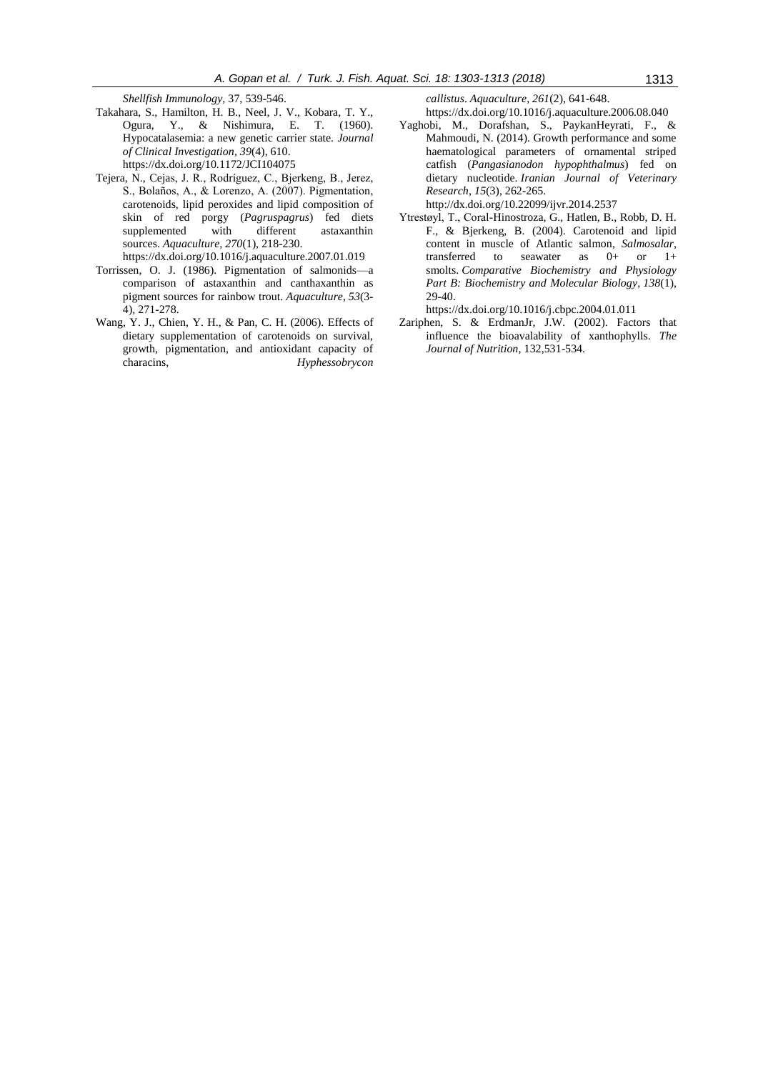*Shellfish Immunology*, 37, 539-546.

Takahara, S., Hamilton, H. B., Neel, J. V., Kobara, T. Y., Ogura, Y., & Nishimura, E. T. (1960). Hypocatalasemia: a new genetic carrier state. *Journal of Clinical Investigation*, *39*(4), 610. https://dx.doi.org/10.1172/JCI104075

Tejera, N., Cejas, J. R., Rodríguez, C., Bjerkeng, B., Jerez, S., Bolaños, A., & Lorenzo, A. (2007). Pigmentation, carotenoids, lipid peroxides and lipid composition of skin of red porgy (*Pagruspagrus*) fed diets supplemented with different astaxanthin sources. *Aquaculture*, *270*(1), 218-230. https://dx.doi.org/10.1016/j.aquaculture.2007.01.019

Torrissen, O. J. (1986). Pigmentation of salmonids—a comparison of astaxanthin and canthaxanthin as pigment sources for rainbow trout. *Aquaculture*, *53*(3-4), 271-278.

Wang, Y. J., Chien, Y. H., & Pan, C. H. (2006). Effects of dietary supplementation of carotenoids on survival, growth, pigmentation, and antioxidant capacity of characins, *Hyphessobrycon callistus*. *Aquaculture*, *261*(2), 641-648. https://dx.doi.org/10.1016/j.aquaculture.2006.08.040

Yaghobi, M., Dorafshan, S., PaykanHeyrati, F., & Mahmoudi, N. (2014). Growth performance and some haematological parameters of ornamental striped catfish (*Pangasianodon hypophthalmus*) fed on dietary nucleotide. *Iranian Journal of Veterinary Research*, *15*(3), 262-265. http://dx.doi.org/10.22099/ijvr.2014.2537

Ytrestøyl, T., Coral-Hinostroza, G., Hatlen, B., Robb, D. H. F., & Bjerkeng, B. (2004). Carotenoid and lipid content in muscle of Atlantic salmon, *Salmosalar*, transferred to seawater as 0+ or 1+ smolts. *Comparative Biochemistry and Physiology Part B: Biochemistry and Molecular Biology*, *138*(1), 29-40. https://dx.doi.org/10.1016/j.cbpc.2004.01.011

Zariphen, S. & ErdmanJr, J.W. (2002). Factors that influence the bioavalability of xanthophylls. *The Journal of Nutrition,* 132,531-534.